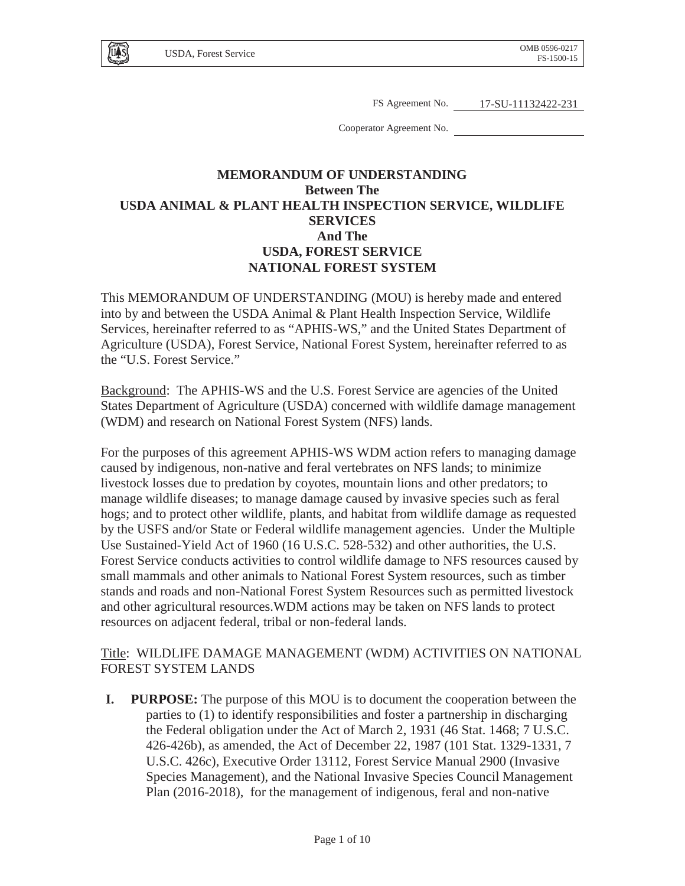FS Agreement No. 17-SU-11132422-231

Cooperator Agreement No. ______________

# MEMORANDUM OF UNDERSTANDING
## Between The
## USDA ANIMAL & PLANT HEALTH INSPECTION SERVICE, WILDLIFE SERVICES
## And The
## USDA, FOREST SERVICE
## NATIONAL FOREST SYSTEM

This MEMORANDUM OF UNDERSTANDING (MOU) is hereby made and entered into by and between the USDA Animal & Plant Health Inspection Service, Wildlife Services, hereinafter referred to as "APHIS-WS," and the United States Department of Agriculture (USDA), Forest Service, National Forest System, hereinafter referred to as the "U.S. Forest Service."

Background: The APHIS-WS and the U.S. Forest Service are agencies of the United States Department of Agriculture (USDA) concerned with wildlife damage management (WDM) and research on National Forest System (NFS) lands.

For the purposes of this agreement APHIS-WS WDM action refers to managing damage caused by indigenous, non-native and feral vertebrates on NFS lands; to minimize livestock losses due to predation by coyotes, mountain lions and other predators; to manage wildlife diseases; to manage damage caused by invasive species such as feral hogs; and to protect other wildlife, plants, and habitat from wildlife damage as requested by the USFS and/or State or Federal wildlife management agencies. Under the Multiple Use Sustained-Yield Act of 1960 (16 U.S.C. 528-532) and other authorities, the U.S. Forest Service conducts activities to control wildlife damage to NFS resources caused by small mammals and other animals to National Forest System resources, such as timber stands and roads and non-National Forest System Resources such as permitted livestock and other agricultural resources.WDM actions may be taken on NFS lands to protect resources on adjacent federal, tribal or non-federal lands.

Title: WILDLIFE DAMAGE MANAGEMENT (WDM) ACTIVITIES ON NATIONAL FOREST SYSTEM LANDS

**I. PURPOSE:** The purpose of this MOU is to document the cooperation between the parties to (1) to identify responsibilities and foster a partnership in discharging the Federal obligation under the Act of March 2, 1931 (46 Stat. 1468; 7 U.S.C. 426-426b), as amended, the Act of December 22, 1987 (101 Stat. 1329-1331, 7 U.S.C. 426c), Executive Order 13112, Forest Service Manual 2900 (Invasive Species Management), and the National Invasive Species Council Management Plan (2016-2018), for the management of indigenous, feral and non-native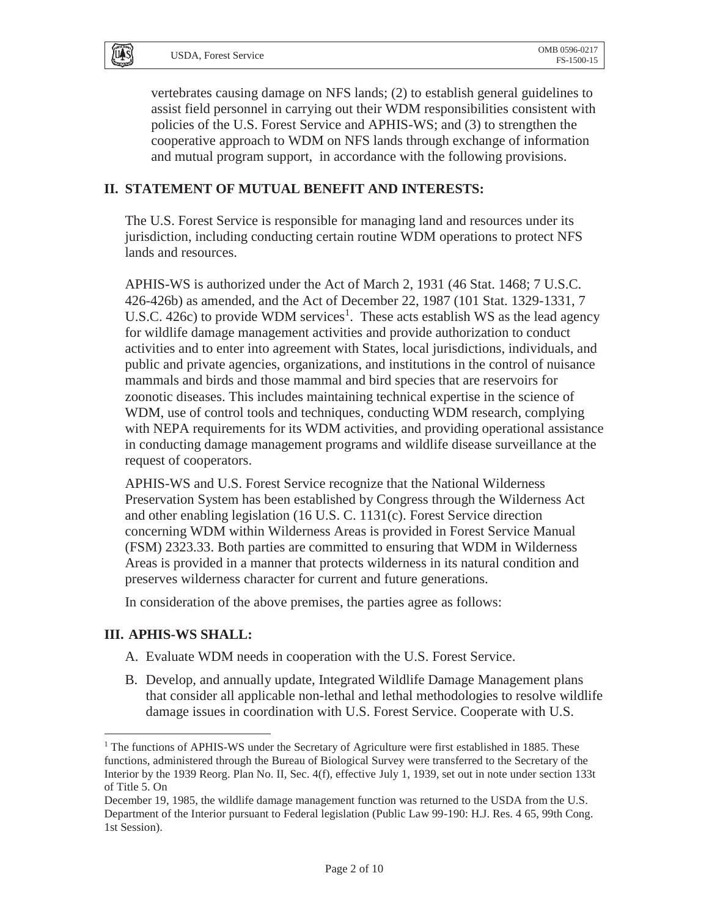vertebrates causing damage on NFS lands; (2) to establish general guidelines to assist field personnel in carrying out their WDM responsibilities consistent with policies of the U.S. Forest Service and APHIS-WS; and (3) to strengthen the cooperative approach to WDM on NFS lands through exchange of information and mutual program support, in accordance with the following provisions.

## II. STATEMENT OF MUTUAL BENEFIT AND INTERESTS:

The U.S. Forest Service is responsible for managing land and resources under its jurisdiction, including conducting certain routine WDM operations to protect NFS lands and resources.

APHIS-WS is authorized under the Act of March 2, 1931 (46 Stat. 1468; 7 U.S.C. 426-426b) as amended, and the Act of December 22, 1987 (101 Stat. 1329-1331, 7 U.S.C. 426c) to provide WDM services[1]. These acts establish WS as the lead agency for wildlife damage management activities and provide authorization to conduct activities and to enter into agreement with States, local jurisdictions, individuals, and public and private agencies, organizations, and institutions in the control of nuisance mammals and birds and those mammal and bird species that are reservoirs for zoonotic diseases. This includes maintaining technical expertise in the science of WDM, use of control tools and techniques, conducting WDM research, complying with NEPA requirements for its WDM activities, and providing operational assistance in conducting damage management programs and wildlife disease surveillance at the request of cooperators.

APHIS-WS and U.S. Forest Service recognize that the National Wilderness Preservation System has been established by Congress through the Wilderness Act and other enabling legislation (16 U.S. C. 1131(c). Forest Service direction concerning WDM within Wilderness Areas is provided in Forest Service Manual (FSM) 2323.33. Both parties are committed to ensuring that WDM in Wilderness Areas is provided in a manner that protects wilderness in its natural condition and preserves wilderness character for current and future generations.

In consideration of the above premises, the parties agree as follows:

## III. APHIS-WS SHALL:

A. Evaluate WDM needs in cooperation with the U.S. Forest Service.

B. Develop, and annually update, Integrated Wildlife Damage Management plans that consider all applicable non-lethal and lethal methodologies to resolve wildlife damage issues in coordination with U.S. Forest Service. Cooperate with U.S.

---

[1] The functions of APHIS-WS under the Secretary of Agriculture were first established in 1885. These functions, administered through the Bureau of Biological Survey were transferred to the Secretary of the Interior by the 1939 Reorg. Plan No. II, Sec. 4(f), effective July 1, 1939, set out in note under section 133t of Title 5. On

December 19, 1985, the wildlife damage management function was returned to the USDA from the U.S. Department of the Interior pursuant to Federal legislation (Public Law 99-190: H.J. Res. 4 65, 99th Cong. 1st Session).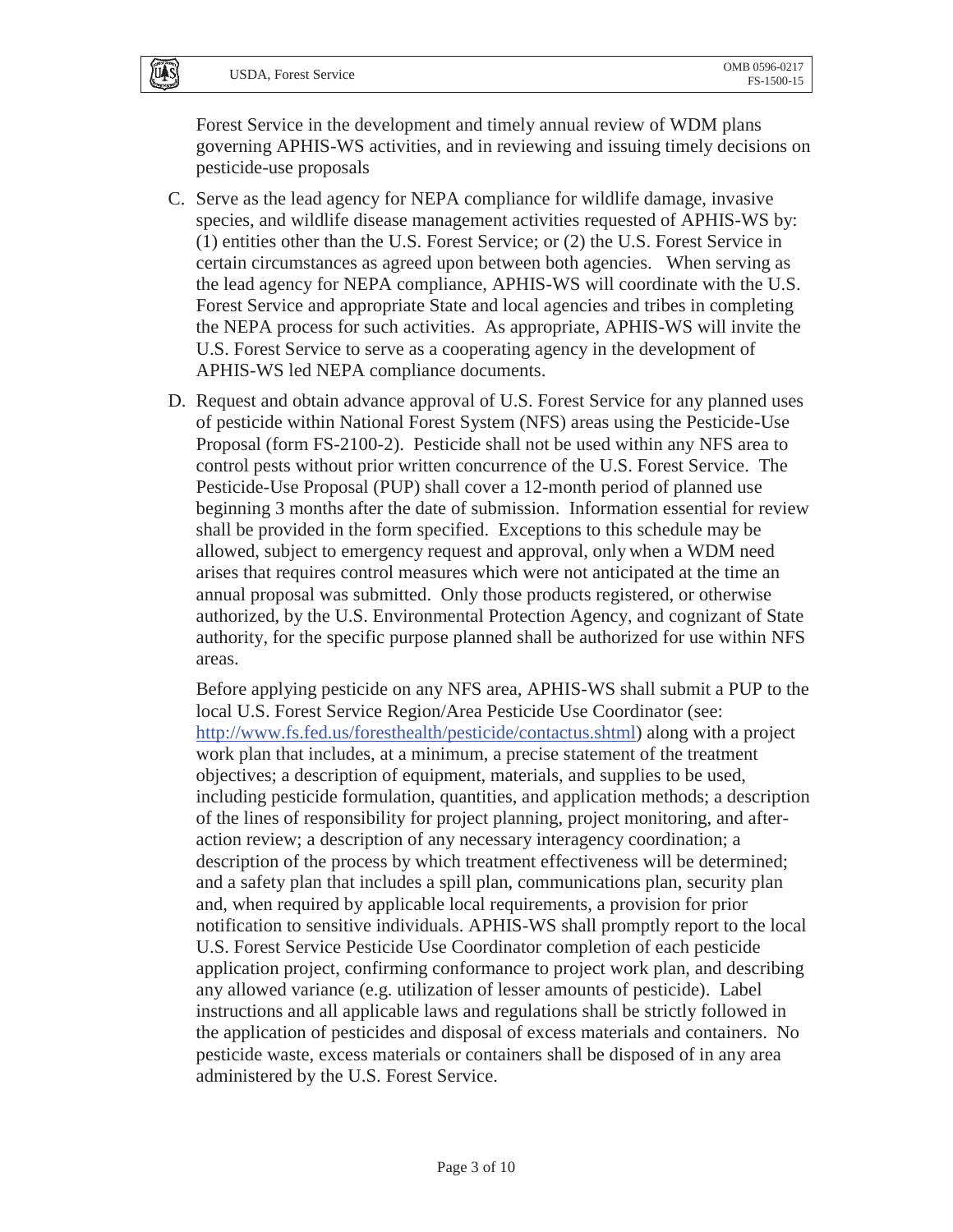Forest Service in the development and timely annual review of WDM plans governing APHIS-WS activities, and in reviewing and issuing timely decisions on pesticide-use proposals

C. Serve as the lead agency for NEPA compliance for wildlife damage, invasive species, and wildlife disease management activities requested of APHIS-WS by: (1) entities other than the U.S. Forest Service; or (2) the U.S. Forest Service in certain circumstances as agreed upon between both agencies. When serving as the lead agency for NEPA compliance, APHIS-WS will coordinate with the U.S. Forest Service and appropriate State and local agencies and tribes in completing the NEPA process for such activities. As appropriate, APHIS-WS will invite the U.S. Forest Service to serve as a cooperating agency in the development of APHIS-WS led NEPA compliance documents.

D. Request and obtain advance approval of U.S. Forest Service for any planned uses of pesticide within National Forest System (NFS) areas using the Pesticide-Use Proposal (form FS-2100-2). Pesticide shall not be used within any NFS area to control pests without prior written concurrence of the U.S. Forest Service. The Pesticide-Use Proposal (PUP) shall cover a 12-month period of planned use beginning 3 months after the date of submission. Information essential for review shall be provided in the form specified. Exceptions to this schedule may be allowed, subject to emergency request and approval, only when a WDM need arises that requires control measures which were not anticipated at the time an annual proposal was submitted. Only those products registered, or otherwise authorized, by the U.S. Environmental Protection Agency, and cognizant of State authority, for the specific purpose planned shall be authorized for use within NFS areas.

   Before applying pesticide on any NFS area, APHIS-WS shall submit a PUP to the local U.S. Forest Service Region/Area Pesticide Use Coordinator (see: [http://www.fs.fed.us/foresthealth/pesticide/contactus.shtml](http://www.fs.fed.us/foresthealth/pesticide/contactus.shtml)) along with a project work plan that includes, at a minimum, a precise statement of the treatment objectives; a description of equipment, materials, and supplies to be used, including pesticide formulation, quantities, and application methods; a description of the lines of responsibility for project planning, project monitoring, and after-action review; a description of any necessary interagency coordination; a description of the process by which treatment effectiveness will be determined; and a safety plan that includes a spill plan, communications plan, security plan and, when required by applicable local requirements, a provision for prior notification to sensitive individuals. APHIS-WS shall promptly report to the local U.S. Forest Service Pesticide Use Coordinator completion of each pesticide application project, confirming conformance to project work plan, and describing any allowed variance (e.g. utilization of lesser amounts of pesticide). Label instructions and all applicable laws and regulations shall be strictly followed in the application of pesticides and disposal of excess materials and containers. No pesticide waste, excess materials or containers shall be disposed of in any area administered by the U.S. Forest Service.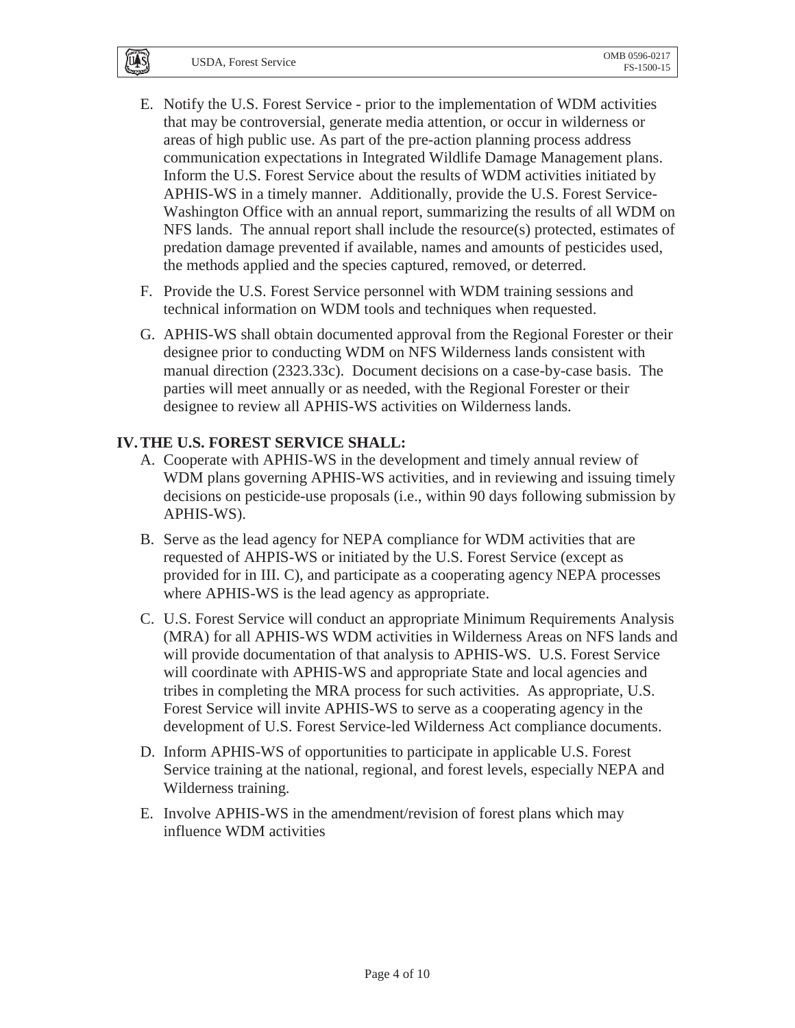E. Notify the U.S. Forest Service - prior to the implementation of WDM activities that may be controversial, generate media attention, or occur in wilderness or areas of high public use. As part of the pre-action planning process address communication expectations in Integrated Wildlife Damage Management plans. Inform the U.S. Forest Service about the results of WDM activities initiated by APHIS-WS in a timely manner. Additionally, provide the U.S. Forest Service-Washington Office with an annual report, summarizing the results of all WDM on NFS lands. The annual report shall include the resource(s) protected, estimates of predation damage prevented if available, names and amounts of pesticides used, the methods applied and the species captured, removed, or deterred.

F. Provide the U.S. Forest Service personnel with WDM training sessions and technical information on WDM tools and techniques when requested.

G. APHIS-WS shall obtain documented approval from the Regional Forester or their designee prior to conducting WDM on NFS Wilderness lands consistent with manual direction (2323.33c). Document decisions on a case-by-case basis. The parties will meet annually or as needed, with the Regional Forester or their designee to review all APHIS-WS activities on Wilderness lands.

## IV. THE U.S. FOREST SERVICE SHALL:

A. Cooperate with APHIS-WS in the development and timely annual review of WDM plans governing APHIS-WS activities, and in reviewing and issuing timely decisions on pesticide-use proposals (i.e., within 90 days following submission by APHIS-WS).

B. Serve as the lead agency for NEPA compliance for WDM activities that are requested of AHPIS-WS or initiated by the U.S. Forest Service (except as provided for in III. C), and participate as a cooperating agency NEPA processes where APHIS-WS is the lead agency as appropriate.

C. U.S. Forest Service will conduct an appropriate Minimum Requirements Analysis (MRA) for all APHIS-WS WDM activities in Wilderness Areas on NFS lands and will provide documentation of that analysis to APHIS-WS. U.S. Forest Service will coordinate with APHIS-WS and appropriate State and local agencies and tribes in completing the MRA process for such activities. As appropriate, U.S. Forest Service will invite APHIS-WS to serve as a cooperating agency in the development of U.S. Forest Service-led Wilderness Act compliance documents.

D. Inform APHIS-WS of opportunities to participate in applicable U.S. Forest Service training at the national, regional, and forest levels, especially NEPA and Wilderness training.

E. Involve APHIS-WS in the amendment/revision of forest plans which may influence WDM activities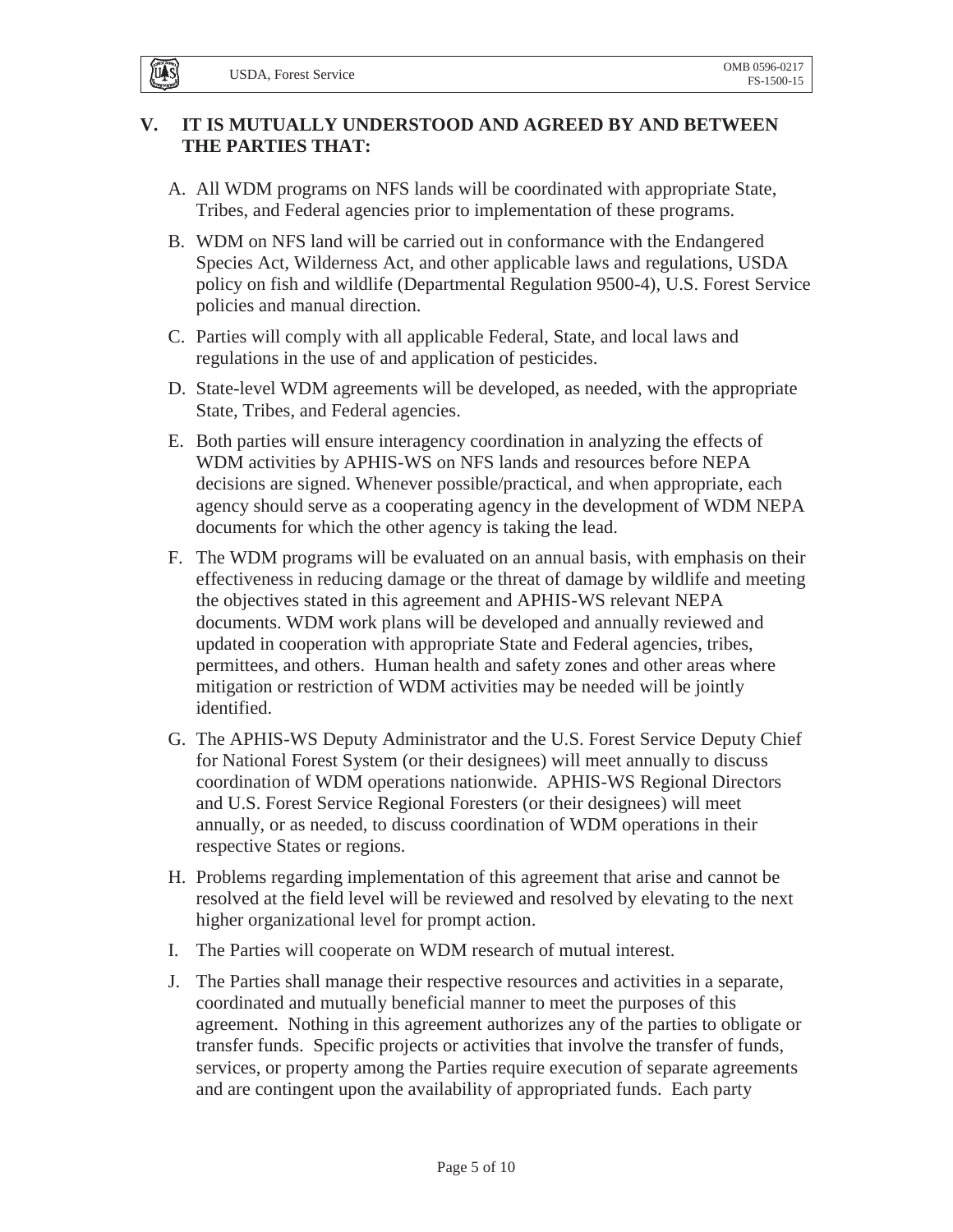## V. IT IS MUTUALLY UNDERSTOOD AND AGREED BY AND BETWEEN THE PARTIES THAT:

A. All WDM programs on NFS lands will be coordinated with appropriate State, Tribes, and Federal agencies prior to implementation of these programs.

B. WDM on NFS land will be carried out in conformance with the Endangered Species Act, Wilderness Act, and other applicable laws and regulations, USDA policy on fish and wildlife (Departmental Regulation 9500-4), U.S. Forest Service policies and manual direction.

C. Parties will comply with all applicable Federal, State, and local laws and regulations in the use of and application of pesticides.

D. State-level WDM agreements will be developed, as needed, with the appropriate State, Tribes, and Federal agencies.

E. Both parties will ensure interagency coordination in analyzing the effects of WDM activities by APHIS-WS on NFS lands and resources before NEPA decisions are signed. Whenever possible/practical, and when appropriate, each agency should serve as a cooperating agency in the development of WDM NEPA documents for which the other agency is taking the lead.

F. The WDM programs will be evaluated on an annual basis, with emphasis on their effectiveness in reducing damage or the threat of damage by wildlife and meeting the objectives stated in this agreement and APHIS-WS relevant NEPA documents. WDM work plans will be developed and annually reviewed and updated in cooperation with appropriate State and Federal agencies, tribes, permittees, and others. Human health and safety zones and other areas where mitigation or restriction of WDM activities may be needed will be jointly identified.

G. The APHIS-WS Deputy Administrator and the U.S. Forest Service Deputy Chief for National Forest System (or their designees) will meet annually to discuss coordination of WDM operations nationwide. APHIS-WS Regional Directors and U.S. Forest Service Regional Foresters (or their designees) will meet annually, or as needed, to discuss coordination of WDM operations in their respective States or regions.

H. Problems regarding implementation of this agreement that arise and cannot be resolved at the field level will be reviewed and resolved by elevating to the next higher organizational level for prompt action.

I. The Parties will cooperate on WDM research of mutual interest.

J. The Parties shall manage their respective resources and activities in a separate, coordinated and mutually beneficial manner to meet the purposes of this agreement. Nothing in this agreement authorizes any of the parties to obligate or transfer funds. Specific projects or activities that involve the transfer of funds, services, or property among the Parties require execution of separate agreements and are contingent upon the availability of appropriated funds. Each party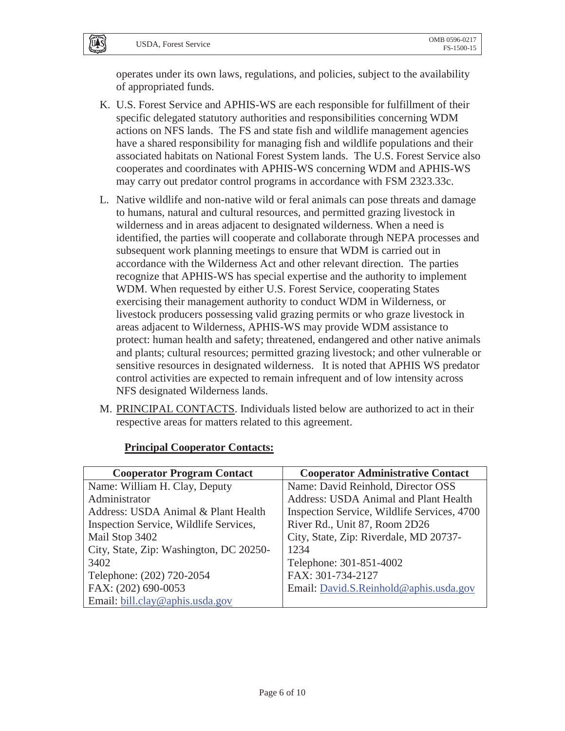operates under its own laws, regulations, and policies, subject to the availability of appropriated funds.

K. U.S. Forest Service and APHIS-WS are each responsible for fulfillment of their specific delegated statutory authorities and responsibilities concerning WDM actions on NFS lands. The FS and state fish and wildlife management agencies have a shared responsibility for managing fish and wildlife populations and their associated habitats on National Forest System lands. The U.S. Forest Service also cooperates and coordinates with APHIS-WS concerning WDM and APHIS-WS may carry out predator control programs in accordance with FSM 2323.33c.

L. Native wildlife and non-native wild or feral animals can pose threats and damage to humans, natural and cultural resources, and permitted grazing livestock in wilderness and in areas adjacent to designated wilderness. When a need is identified, the parties will cooperate and collaborate through NEPA processes and subsequent work planning meetings to ensure that WDM is carried out in accordance with the Wilderness Act and other relevant direction. The parties recognize that APHIS-WS has special expertise and the authority to implement WDM. When requested by either U.S. Forest Service, cooperating States exercising their management authority to conduct WDM in Wilderness, or livestock producers possessing valid grazing permits or who graze livestock in areas adjacent to Wilderness, APHIS-WS may provide WDM assistance to protect: human health and safety; threatened, endangered and other native animals and plants; cultural resources; permitted grazing livestock; and other vulnerable or sensitive resources in designated wilderness. It is noted that APHIS WS predator control activities are expected to remain infrequent and of low intensity across NFS designated Wilderness lands.

M. PRINCIPAL CONTACTS. Individuals listed below are authorized to act in their respective areas for matters related to this agreement.

**Principal Cooperator Contacts:**

| Cooperator Program Contact | Cooperator Administrative Contact |
|---|---|
| Name: William H. Clay, Deputy Administrator<br>Address: USDA Animal & Plant Health Inspection Service, Wildlife Services, Mail Stop 3402<br>City, State, Zip: Washington, DC 20250-3402<br>Telephone: (202) 720-2054<br>FAX: (202) 690-0053<br>Email: bill.clay@aphis.usda.gov | Name: David Reinhold, Director OSS<br>Address: USDA Animal and Plant Health Inspection Service, Wildlife Services, 4700 River Rd., Unit 87, Room 2D26<br>City, State, Zip: Riverdale, MD 20737-1234<br>Telephone: 301-851-4002<br>FAX: 301-734-2127<br>Email: David.S.Reinhold@aphis.usda.gov |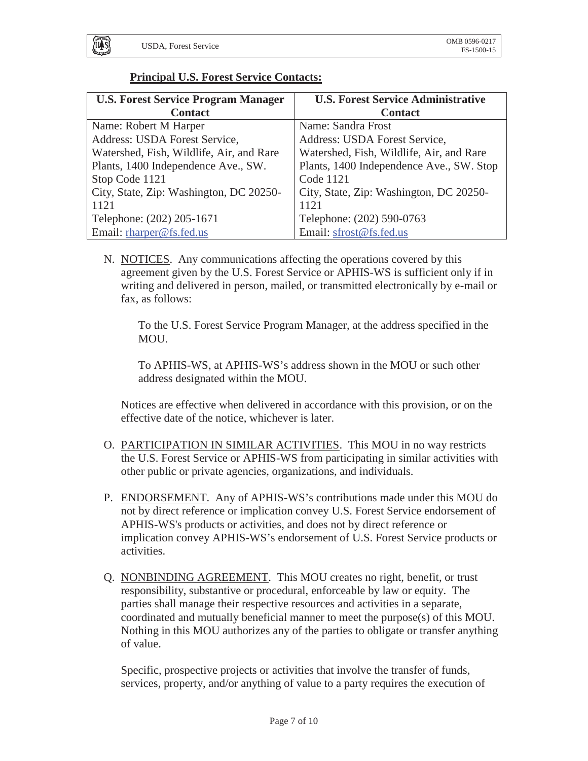**Principal U.S. Forest Service Contacts:**

| U.S. Forest Service Program Manager Contact | U.S. Forest Service Administrative Contact |
|---|---|
| Name: Robert M Harper<br>Address: USDA Forest Service, Watershed, Fish, Wildlife, Air, and Rare Plants, 1400 Independence Ave., SW. Stop Code 1121<br>City, State, Zip: Washington, DC 20250-1121<br>Telephone: (202) 205-1671<br>Email: rharper@fs.fed.us | Name: Sandra Frost<br>Address: USDA Forest Service, Watershed, Fish, Wildlife, Air, and Rare Plants, 1400 Independence Ave., SW. Stop Code 1121<br>City, State, Zip: Washington, DC 20250-1121<br>Telephone: (202) 590-0763<br>Email: sfrost@fs.fed.us |

N. NOTICES. Any communications affecting the operations covered by this agreement given by the U.S. Forest Service or APHIS-WS is sufficient only if in writing and delivered in person, mailed, or transmitted electronically by e-mail or fax, as follows:

To the U.S. Forest Service Program Manager, at the address specified in the MOU.

To APHIS-WS, at APHIS-WS's address shown in the MOU or such other address designated within the MOU.

Notices are effective when delivered in accordance with this provision, or on the effective date of the notice, whichever is later.

O. PARTICIPATION IN SIMILAR ACTIVITIES. This MOU in no way restricts the U.S. Forest Service or APHIS-WS from participating in similar activities with other public or private agencies, organizations, and individuals.

P. ENDORSEMENT. Any of APHIS-WS's contributions made under this MOU do not by direct reference or implication convey U.S. Forest Service endorsement of APHIS-WS's products or activities, and does not by direct reference or implication convey APHIS-WS's endorsement of U.S. Forest Service products or activities.

Q. NONBINDING AGREEMENT. This MOU creates no right, benefit, or trust responsibility, substantive or procedural, enforceable by law or equity. The parties shall manage their respective resources and activities in a separate, coordinated and mutually beneficial manner to meet the purpose(s) of this MOU. Nothing in this MOU authorizes any of the parties to obligate or transfer anything of value.

Specific, prospective projects or activities that involve the transfer of funds, services, property, and/or anything of value to a party requires the execution of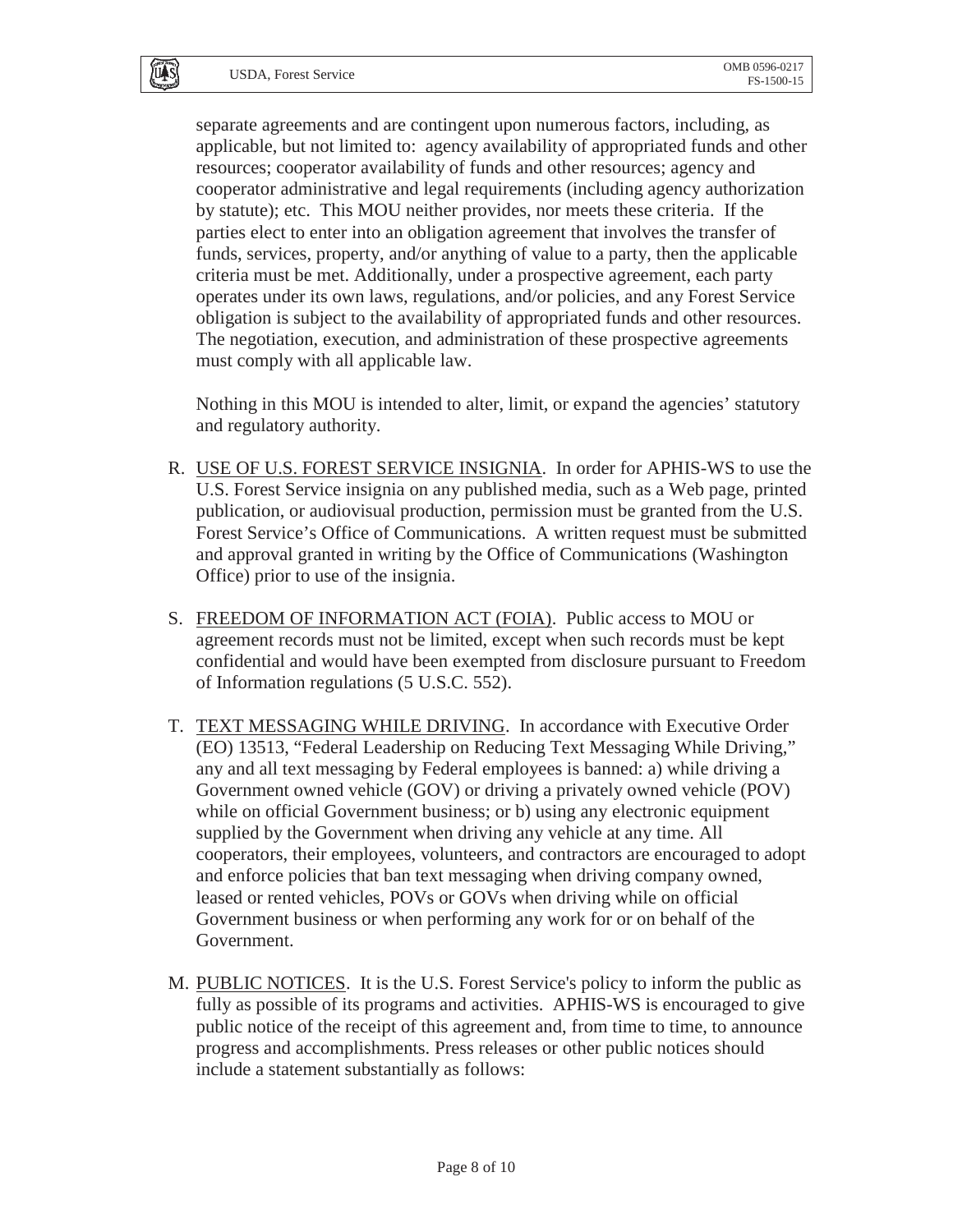separate agreements and are contingent upon numerous factors, including, as applicable, but not limited to: agency availability of appropriated funds and other resources; cooperator availability of funds and other resources; agency and cooperator administrative and legal requirements (including agency authorization by statute); etc. This MOU neither provides, nor meets these criteria. If the parties elect to enter into an obligation agreement that involves the transfer of funds, services, property, and/or anything of value to a party, then the applicable criteria must be met. Additionally, under a prospective agreement, each party operates under its own laws, regulations, and/or policies, and any Forest Service obligation is subject to the availability of appropriated funds and other resources. The negotiation, execution, and administration of these prospective agreements must comply with all applicable law.

Nothing in this MOU is intended to alter, limit, or expand the agencies' statutory and regulatory authority.

R. USE OF U.S. FOREST SERVICE INSIGNIA. In order for APHIS-WS to use the U.S. Forest Service insignia on any published media, such as a Web page, printed publication, or audiovisual production, permission must be granted from the U.S. Forest Service's Office of Communications. A written request must be submitted and approval granted in writing by the Office of Communications (Washington Office) prior to use of the insignia.

S. FREEDOM OF INFORMATION ACT (FOIA). Public access to MOU or agreement records must not be limited, except when such records must be kept confidential and would have been exempted from disclosure pursuant to Freedom of Information regulations (5 U.S.C. 552).

T. TEXT MESSAGING WHILE DRIVING. In accordance with Executive Order (EO) 13513, "Federal Leadership on Reducing Text Messaging While Driving," any and all text messaging by Federal employees is banned: a) while driving a Government owned vehicle (GOV) or driving a privately owned vehicle (POV) while on official Government business; or b) using any electronic equipment supplied by the Government when driving any vehicle at any time. All cooperators, their employees, volunteers, and contractors are encouraged to adopt and enforce policies that ban text messaging when driving company owned, leased or rented vehicles, POVs or GOVs when driving while on official Government business or when performing any work for or on behalf of the Government.

M. PUBLIC NOTICES. It is the U.S. Forest Service's policy to inform the public as fully as possible of its programs and activities. APHIS-WS is encouraged to give public notice of the receipt of this agreement and, from time to time, to announce progress and accomplishments. Press releases or other public notices should include a statement substantially as follows: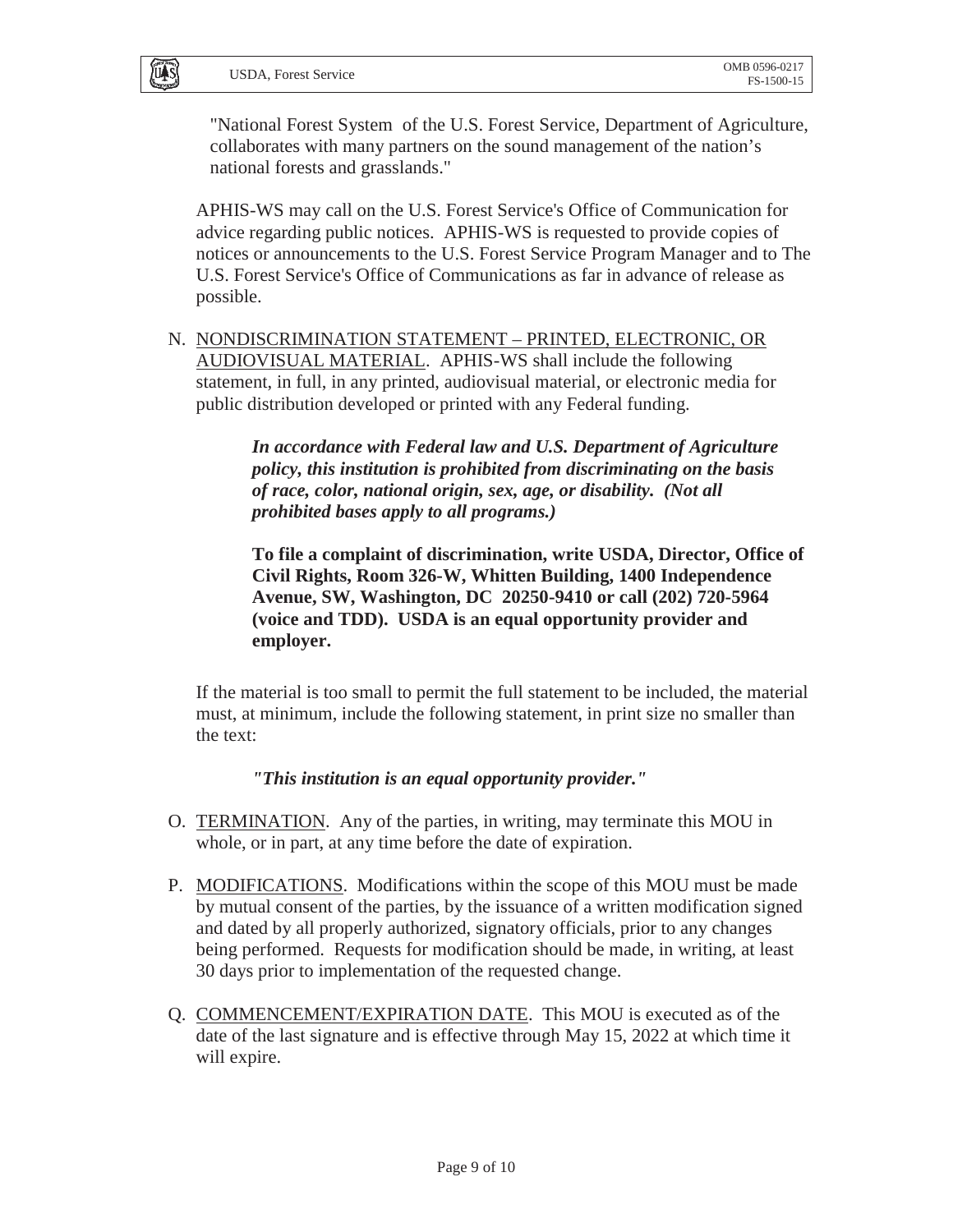"National Forest System of the U.S. Forest Service, Department of Agriculture, collaborates with many partners on the sound management of the nation's national forests and grasslands."

APHIS-WS may call on the U.S. Forest Service's Office of Communication for advice regarding public notices. APHIS-WS is requested to provide copies of notices or announcements to the U.S. Forest Service Program Manager and to The U.S. Forest Service's Office of Communications as far in advance of release as possible.

N. NONDISCRIMINATION STATEMENT – PRINTED, ELECTRONIC, OR AUDIOVISUAL MATERIAL. APHIS-WS shall include the following statement, in full, in any printed, audiovisual material, or electronic media for public distribution developed or printed with any Federal funding.

> ***In accordance with Federal law and U.S. Department of Agriculture policy, this institution is prohibited from discriminating on the basis of race, color, national origin, sex, age, or disability. (Not all prohibited bases apply to all programs.)***
>
> **To file a complaint of discrimination, write USDA, Director, Office of Civil Rights, Room 326-W, Whitten Building, 1400 Independence Avenue, SW, Washington, DC 20250-9410 or call (202) 720-5964 (voice and TDD). USDA is an equal opportunity provider and employer.**

If the material is too small to permit the full statement to be included, the material must, at minimum, include the following statement, in print size no smaller than the text:

> ***"This institution is an equal opportunity provider."***

O. TERMINATION. Any of the parties, in writing, may terminate this MOU in whole, or in part, at any time before the date of expiration.

P. MODIFICATIONS. Modifications within the scope of this MOU must be made by mutual consent of the parties, by the issuance of a written modification signed and dated by all properly authorized, signatory officials, prior to any changes being performed. Requests for modification should be made, in writing, at least 30 days prior to implementation of the requested change.

Q. COMMENCEMENT/EXPIRATION DATE. This MOU is executed as of the date of the last signature and is effective through May 15, 2022 at which time it will expire.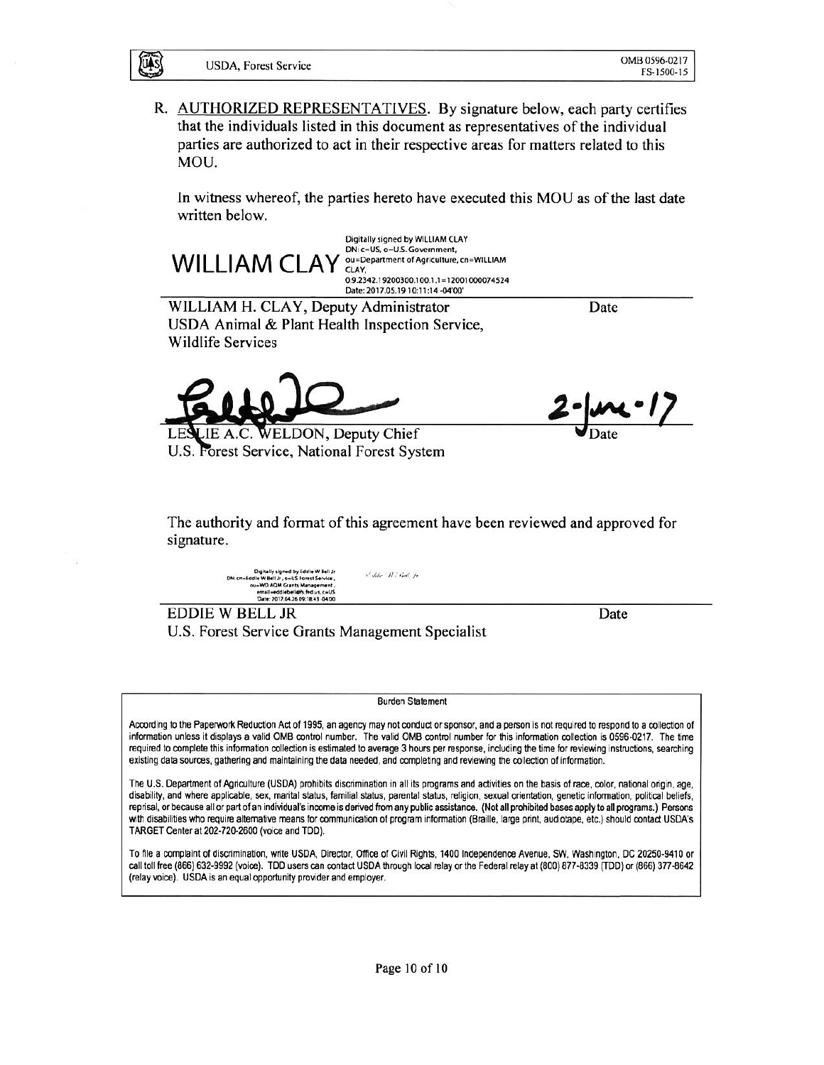R. AUTHORIZED REPRESENTATIVES. By signature below, each party certifies that the individuals listed in this document as representatives of the individual parties are authorized to act in their respective areas for matters related to this MOU.

In witness whereof, the parties hereto have executed this MOU as of the last date written below.

WILLIAM CLAY

Digitally signed by WILLIAM CLAY
DN: c=US, o=U.S. Government, ou=Department of Agriculture, cn=WILLIAM CLAY, 0.9.2342.19200300.100.1.1=12001000074524
Date: 2017.05.19 10:11:14 -04'00'

WILLIAM H. CLAY, Deputy Administrator — Date
USDA Animal & Plant Health Inspection Service, Wildlife Services

2-June-17

LESLIE A.C. WELDON, Deputy Chief — Date
U.S. Forest Service, National Forest System

The authority and format of this agreement have been reviewed and approved for signature.

Digitally signed by Eddie W Bell Jr
DN: cn=Eddie W Bell Jr, o=US Forest Service, ou=WO AQM Grants Management, email=eddiebell@fs.fed.us, c=US
Date: 2017.04.26 09:18:43 -04'00'

Eddie W Bell Jr

EDDIE W BELL JR — Date
U.S. Forest Service Grants Management Specialist

Burden Statement

According to the Paperwork Reduction Act of 1995, an agency may not conduct or sponsor, and a person is not required to respond to a collection of information unless it displays a valid OMB control number. The valid OMB control number for this information collection is 0596-0217. The time required to complete this information collection is estimated to average 3 hours per response, including the time for reviewing instructions, searching existing data sources, gathering and maintaining the data needed, and completing and reviewing the collection of information.

The U.S. Department of Agriculture (USDA) prohibits discrimination in all its programs and activities on the basis of race, color, national origin, age, disability, and where applicable, sex, marital status, familial status, parental status, religion, sexual orientation, genetic information, political beliefs, reprisal, or because all or part of an individual's income is derived from any public assistance. (Not all prohibited bases apply to all programs.) Persons with disabilities who require alternative means for communication of program information (Braille, large print, audiotape, etc.) should contact USDA's TARGET Center at 202-720-2600 (voice and TDD).

To file a complaint of discrimination, write USDA, Director, Office of Civil Rights, 1400 Independence Avenue, SW, Washington, DC 20250-9410 or call toll free (866) 632-9992 (voice). TDD users can contact USDA through local relay or the Federal relay at (800) 877-8339 (TDD) or (866) 377-8642 (relay voice). USDA is an equal opportunity provider and employer.